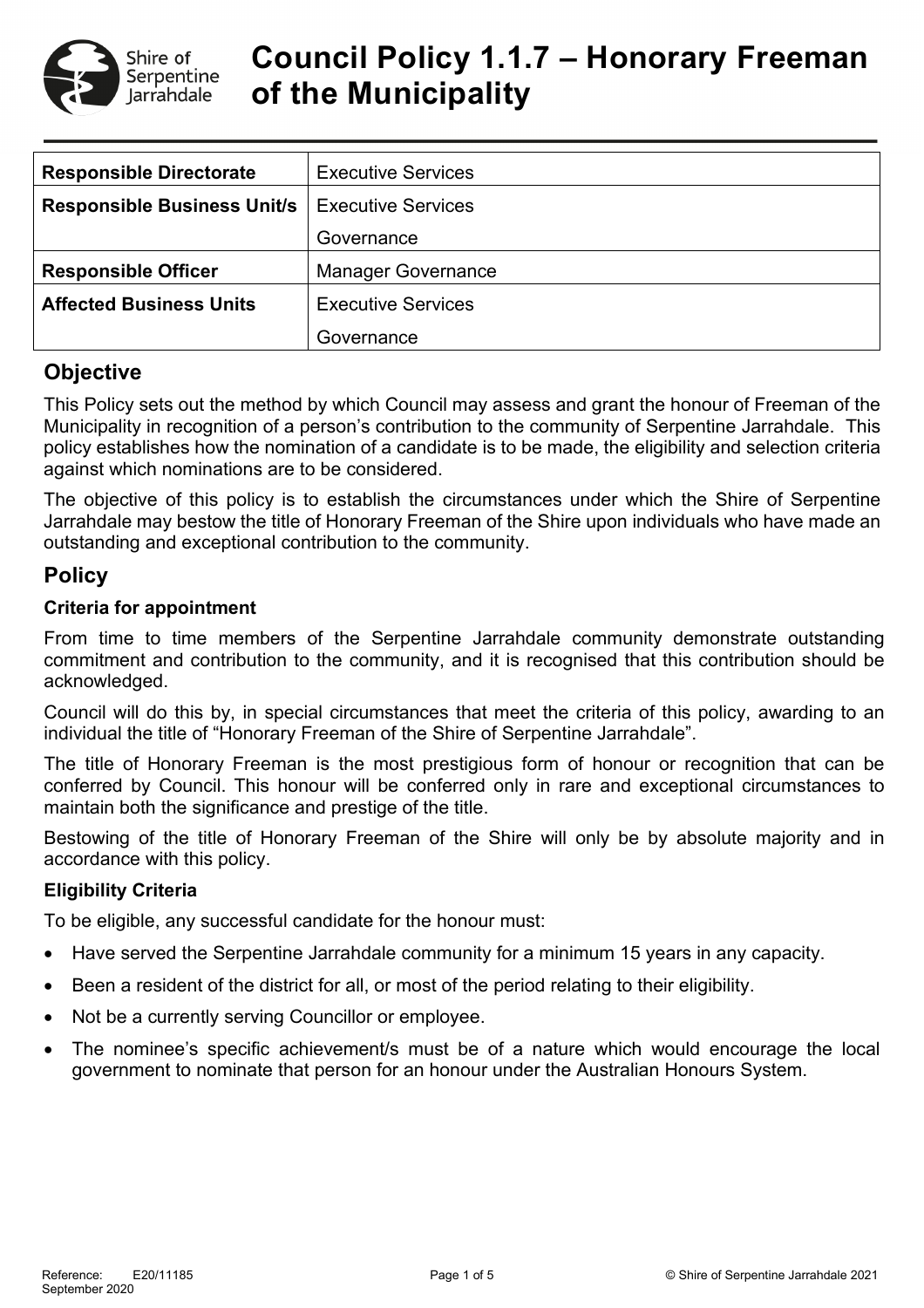# Council Policy 1.1.7 – Honorary Freeman of the Municipality

| | |
|---|---|
| **Responsible Directorate** | Executive Services |
| **Responsible Business Unit/s** | Executive Services<br>Governance |
| **Responsible Officer** | Manager Governance |
| **Affected Business Units** | Executive Services<br>Governance |

## Objective

This Policy sets out the method by which Council may assess and grant the honour of Freeman of the Municipality in recognition of a person's contribution to the community of Serpentine Jarrahdale. This policy establishes how the nomination of a candidate is to be made, the eligibility and selection criteria against which nominations are to be considered.

The objective of this policy is to establish the circumstances under which the Shire of Serpentine Jarrahdale may bestow the title of Honorary Freeman of the Shire upon individuals who have made an outstanding and exceptional contribution to the community.

## Policy

### Criteria for appointment

From time to time members of the Serpentine Jarrahdale community demonstrate outstanding commitment and contribution to the community, and it is recognised that this contribution should be acknowledged.

Council will do this by, in special circumstances that meet the criteria of this policy, awarding to an individual the title of "Honorary Freeman of the Shire of Serpentine Jarrahdale".

The title of Honorary Freeman is the most prestigious form of honour or recognition that can be conferred by Council. This honour will be conferred only in rare and exceptional circumstances to maintain both the significance and prestige of the title.

Bestowing of the title of Honorary Freeman of the Shire will only be by absolute majority and in accordance with this policy.

### Eligibility Criteria

To be eligible, any successful candidate for the honour must:

- Have served the Serpentine Jarrahdale community for a minimum 15 years in any capacity.
- Been a resident of the district for all, or most of the period relating to their eligibility.
- Not be a currently serving Councillor or employee.
- The nominee's specific achievement/s must be of a nature which would encourage the local government to nominate that person for an honour under the Australian Honours System.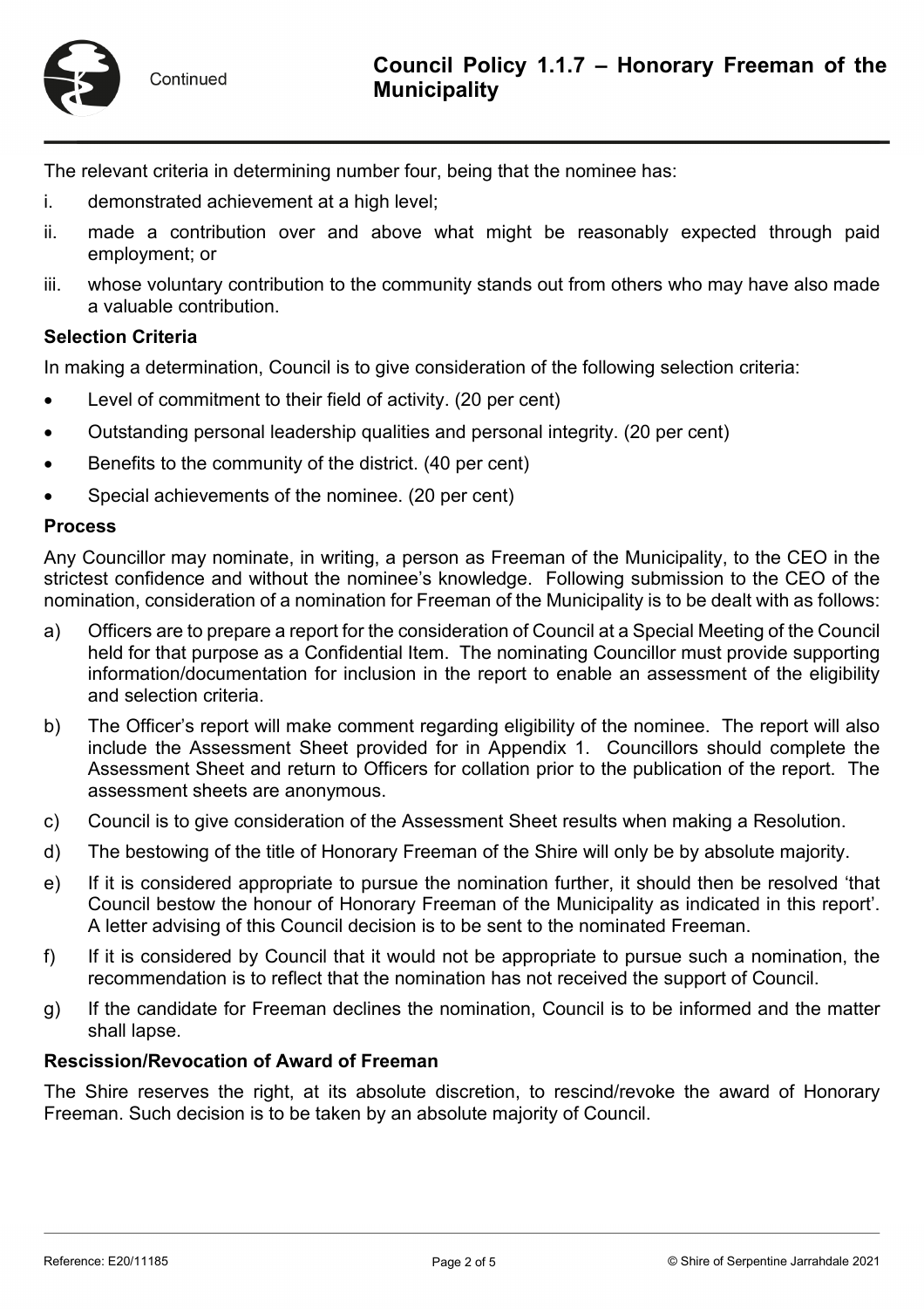The relevant criteria in determining number four, being that the nominee has:

i. demonstrated achievement at a high level;

ii. made a contribution over and above what might be reasonably expected through paid employment; or

iii. whose voluntary contribution to the community stands out from others who may have also made a valuable contribution.

### Selection Criteria

In making a determination, Council is to give consideration of the following selection criteria:

- Level of commitment to their field of activity. (20 per cent)
- Outstanding personal leadership qualities and personal integrity. (20 per cent)
- Benefits to the community of the district. (40 per cent)
- Special achievements of the nominee. (20 per cent)

### Process

Any Councillor may nominate, in writing, a person as Freeman of the Municipality, to the CEO in the strictest confidence and without the nominee's knowledge. Following submission to the CEO of the nomination, consideration of a nomination for Freeman of the Municipality is to be dealt with as follows:

a) Officers are to prepare a report for the consideration of Council at a Special Meeting of the Council held for that purpose as a Confidential Item. The nominating Councillor must provide supporting information/documentation for inclusion in the report to enable an assessment of the eligibility and selection criteria.

b) The Officer's report will make comment regarding eligibility of the nominee. The report will also include the Assessment Sheet provided for in Appendix 1. Councillors should complete the Assessment Sheet and return to Officers for collation prior to the publication of the report. The assessment sheets are anonymous.

c) Council is to give consideration of the Assessment Sheet results when making a Resolution.

d) The bestowing of the title of Honorary Freeman of the Shire will only be by absolute majority.

e) If it is considered appropriate to pursue the nomination further, it should then be resolved 'that Council bestow the honour of Honorary Freeman of the Municipality as indicated in this report'. A letter advising of this Council decision is to be sent to the nominated Freeman.

f) If it is considered by Council that it would not be appropriate to pursue such a nomination, the recommendation is to reflect that the nomination has not received the support of Council.

g) If the candidate for Freeman declines the nomination, Council is to be informed and the matter shall lapse.

### Rescission/Revocation of Award of Freeman

The Shire reserves the right, at its absolute discretion, to rescind/revoke the award of Honorary Freeman. Such decision is to be taken by an absolute majority of Council.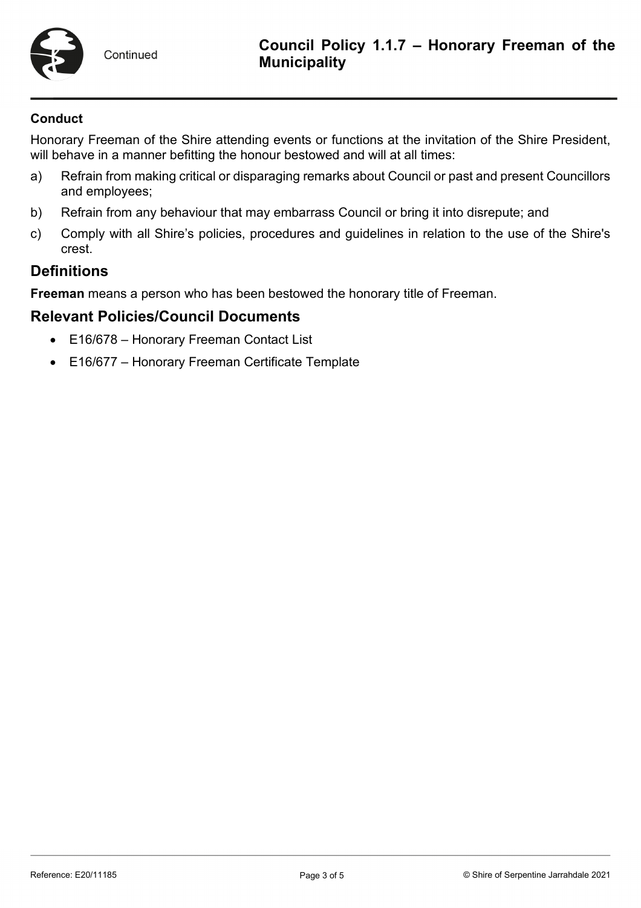**Conduct**

Honorary Freeman of the Shire attending events or functions at the invitation of the Shire President, will behave in a manner befitting the honour bestowed and will at all times:

a) Refrain from making critical or disparaging remarks about Council or past and present Councillors and employees;

b) Refrain from any behaviour that may embarrass Council or bring it into disrepute; and

c) Comply with all Shire's policies, procedures and guidelines in relation to the use of the Shire's crest.

## Definitions

**Freeman** means a person who has been bestowed the honorary title of Freeman.

## Relevant Policies/Council Documents

- E16/678 – Honorary Freeman Contact List
- E16/677 – Honorary Freeman Certificate Template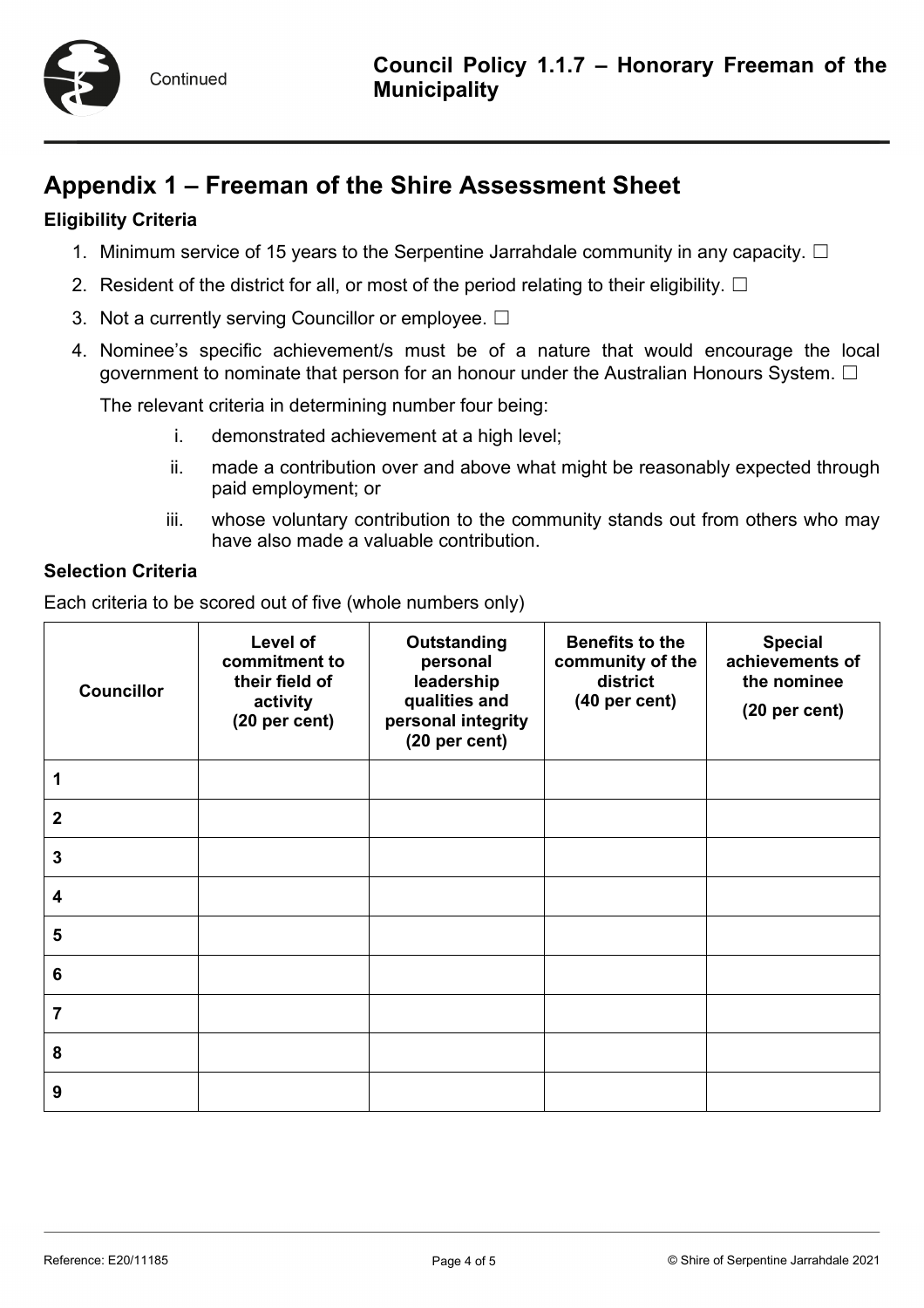## Appendix 1 – Freeman of the Shire Assessment Sheet

**Eligibility Criteria**

1. Minimum service of 15 years to the Serpentine Jarrahdale community in any capacity. ☐
2. Resident of the district for all, or most of the period relating to their eligibility. ☐
3. Not a currently serving Councillor or employee. ☐
4. Nominee's specific achievement/s must be of a nature that would encourage the local government to nominate that person for an honour under the Australian Honours System. ☐

   The relevant criteria in determining number four being:

   i. demonstrated achievement at a high level;
   ii. made a contribution over and above what might be reasonably expected through paid employment; or
   iii. whose voluntary contribution to the community stands out from others who may have also made a valuable contribution.

**Selection Criteria**

Each criteria to be scored out of five (whole numbers only)

| Councillor | Level of commitment to their field of activity (20 per cent) | Outstanding personal leadership qualities and personal integrity (20 per cent) | Benefits to the community of the district (40 per cent) | Special achievements of the nominee (20 per cent) |
|---|---|---|---|---|
| 1 | | | | |
| 2 | | | | |
| 3 | | | | |
| 4 | | | | |
| 5 | | | | |
| 6 | | | | |
| 7 | | | | |
| 8 | | | | |
| 9 | | | | |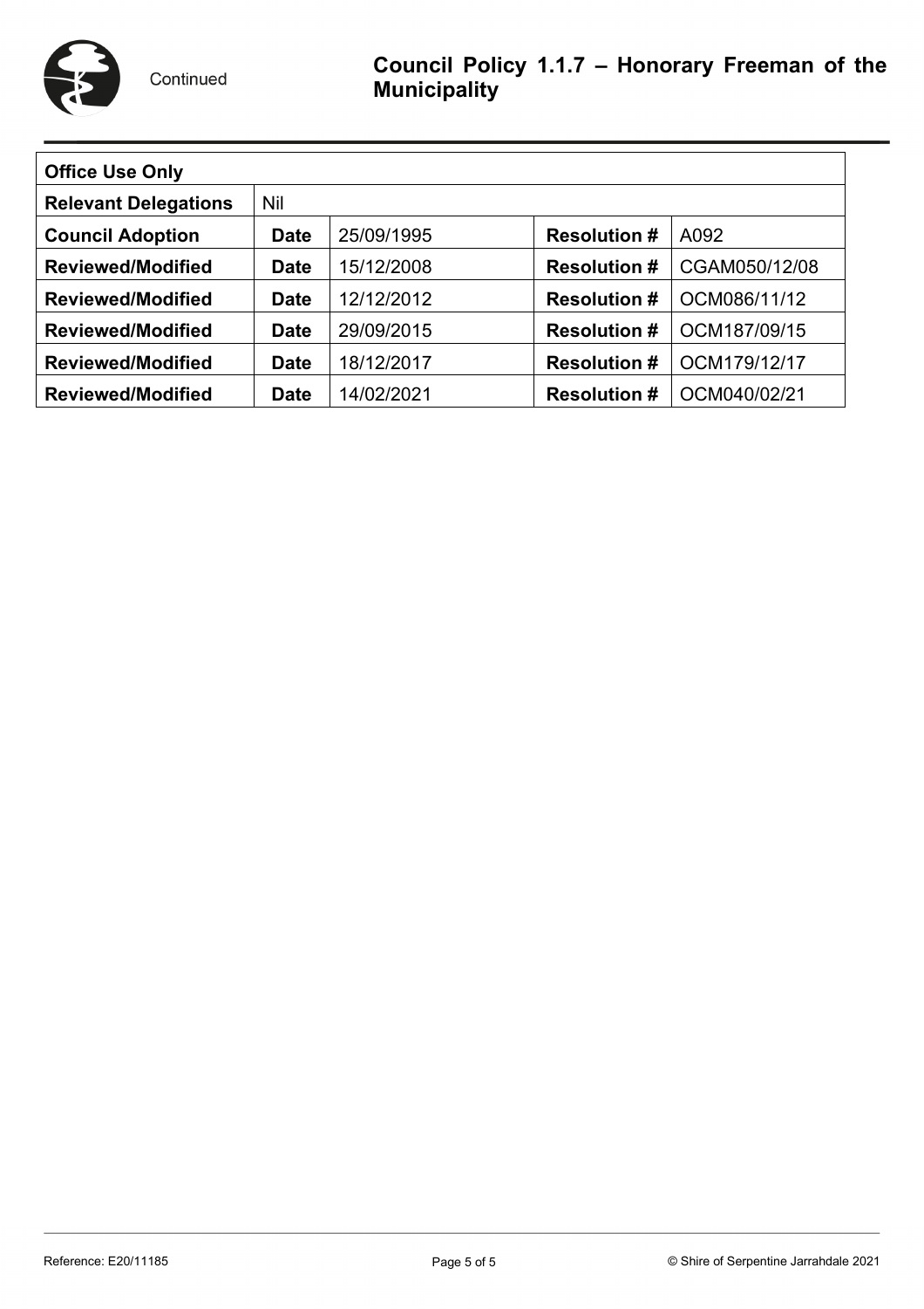| Office Use Only | | | | |
|---|---|---|---|---|
| **Relevant Delegations** | Nil | | | |
| **Council Adoption** | **Date** | 25/09/1995 | **Resolution #** | A092 |
| **Reviewed/Modified** | **Date** | 15/12/2008 | **Resolution #** | CGAM050/12/08 |
| **Reviewed/Modified** | **Date** | 12/12/2012 | **Resolution #** | OCM086/11/12 |
| **Reviewed/Modified** | **Date** | 29/09/2015 | **Resolution #** | OCM187/09/15 |
| **Reviewed/Modified** | **Date** | 18/12/2017 | **Resolution #** | OCM179/12/17 |
| **Reviewed/Modified** | **Date** | 14/02/2021 | **Resolution #** | OCM040/02/21 |